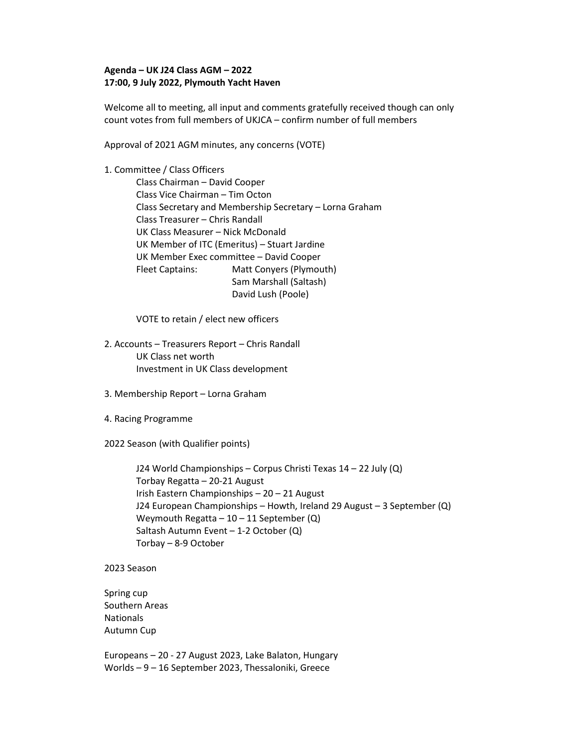**Agenda – UK J24 Class AGM – 2022**
**17:00, 9 July 2022, Plymouth Yacht Haven**

Welcome all to meeting, all input and comments gratefully received though can only count votes from full members of UKJCA – confirm number of full members

Approval of 2021 AGM minutes, any concerns (VOTE)

1. Committee / Class Officers
   - Class Chairman – David Cooper
   - Class Vice Chairman – Tim Octon
   - Class Secretary and Membership Secretary – Lorna Graham
   - Class Treasurer – Chris Randall
   - UK Class Measurer – Nick McDonald
   - UK Member of ITC (Emeritus) – Stuart Jardine
   - UK Member Exec committee – David Cooper
   - Fleet Captains:
     - Matt Conyers (Plymouth)
     - Sam Marshall (Saltash)
     - David Lush (Poole)

   VOTE to retain / elect new officers

2. Accounts – Treasurers Report – Chris Randall
   - UK Class net worth
   - Investment in UK Class development

3. Membership Report – Lorna Graham

4. Racing Programme

2022 Season (with Qualifier points)

- J24 World Championships – Corpus Christi Texas 14 – 22 July (Q)
- Torbay Regatta – 20-21 August
- Irish Eastern Championships – 20 – 21 August
- J24 European Championships – Howth, Ireland 29 August – 3 September (Q)
- Weymouth Regatta – 10 – 11 September (Q)
- Saltash Autumn Event – 1-2 October (Q)
- Torbay – 8-9 October

2023 Season

Spring cup
Southern Areas
Nationals
Autumn Cup

Europeans – 20 - 27 August 2023, Lake Balaton, Hungary
Worlds – 9 – 16 September 2023, Thessaloniki, Greece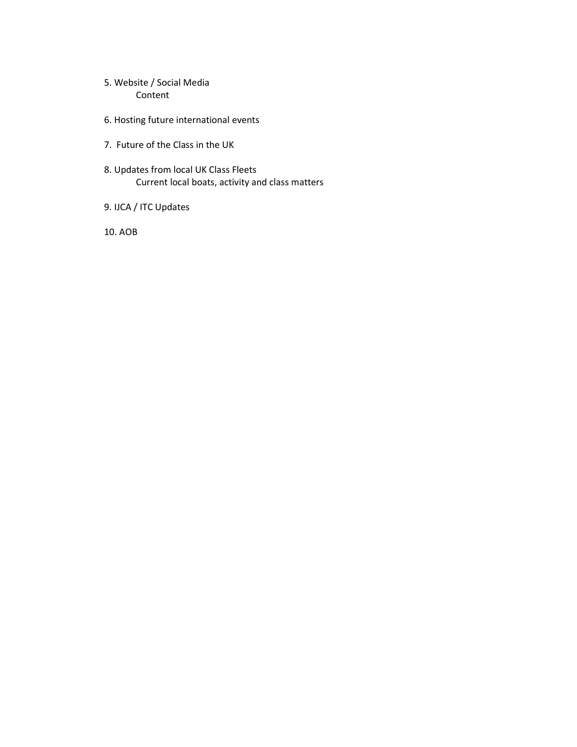5. Website / Social Media
   Content

6. Hosting future international events

7. Future of the Class in the UK

8. Updates from local UK Class Fleets
   Current local boats, activity and class matters

9. IJCA / ITC Updates

10. AOB